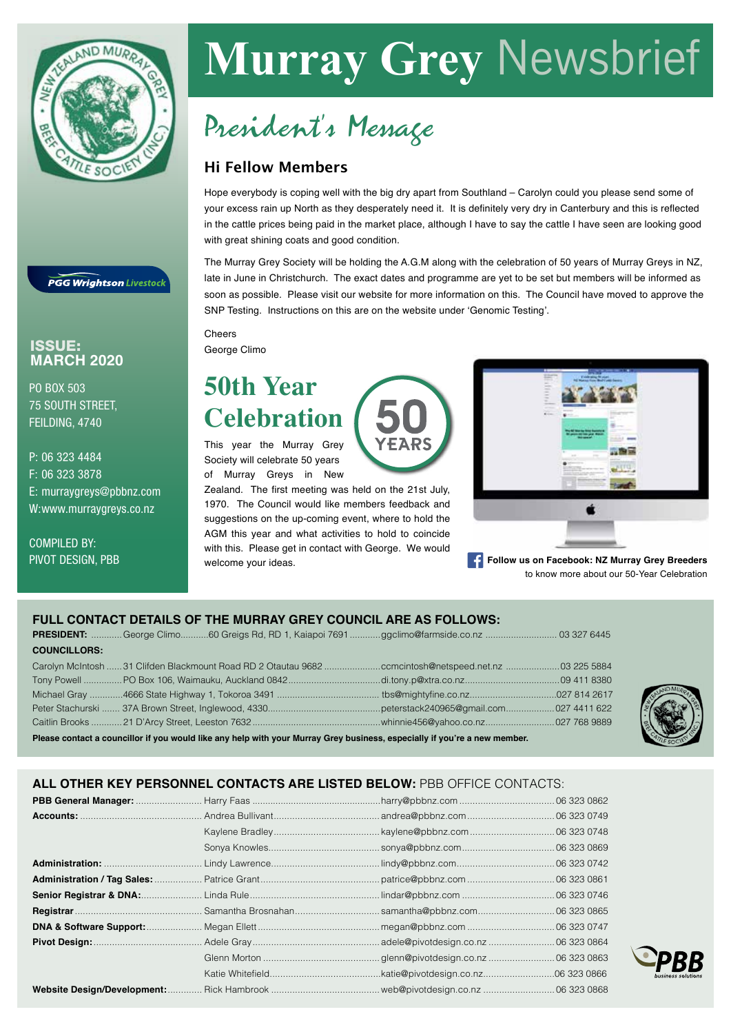# Murray Grey Newsbrief

**ISSUE: MARCH 2020**

PO BOX 503
75 SOUTH STREET,
FEILDING, 4740

P: 06 323 4484
F: 06 323 3878
E: murraygreys@pbbnz.com
W:www.murraygreys.co.nz

COMPILED BY:
PIVOT DESIGN, PBB

## President's Message

### Hi Fellow Members

Hope everybody is coping well with the big dry apart from Southland – Carolyn could you please send some of your excess rain up North as they desperately need it. It is definitely very dry in Canterbury and this is reflected in the cattle prices being paid in the market place, although I have to say the cattle I have seen are looking good with great shining coats and good condition.

The Murray Grey Society will be holding the A.G.M along with the celebration of 50 years of Murray Greys in NZ, late in June in Christchurch. The exact dates and programme are yet to be set but members will be informed as soon as possible. Please visit our website for more information on this. The Council have moved to approve the SNP Testing. Instructions on this are on the website under 'Genomic Testing'.

Cheers
George Climo

## 50th Year Celebration

This year the Murray Grey Society will celebrate 50 years of Murray Greys in New Zealand. The first meeting was held on the 21st July, 1970. The Council would like members feedback and suggestions on the up-coming event, where to hold the AGM this year and what activities to hold to coincide with this. Please get in contact with George. We would welcome your ideas.

**Follow us on Facebook: NZ Murray Grey Breeders** to know more about our 50-Year Celebration

### FULL CONTACT DETAILS OF THE MURRAY GREY COUNCIL ARE AS FOLLOWS:

| | | | |
|---|---|---|---|
| **PRESIDENT:** George Climo | 60 Greigs Rd, RD 1, Kaiapoi 7691 | ggclimo@farmside.co.nz | 03 327 6445 |
| **COUNCILLORS:** | | | |
| Carolyn McIntosh | 31 Clifden Blackmount Road RD 2 Otautau 9682 | ccmcintosh@netspeed.net.nz | 03 225 5884 |
| Tony Powell | PO Box 106, Waimauku, Auckland 0842 | di.tony.p@xtra.co.nz | 09 411 8380 |
| Michael Gray | 4666 State Highway 1, Tokoroa 3491 | tbs@mightyfine.co.nz | 027 814 2617 |
| Peter Stachurski | 37A Brown Street, Inglewood, 4330 | peterstack240965@gmail.com | 027 4411 622 |
| Caitlin Brooks | 21 D'Arcy Street, Leeston 7632 | whinnie456@yahoo.co.nz | 027 768 9889 |

**Please contact a councillor if you would like any help with your Murray Grey business, especially if you're a new member.**

### ALL OTHER KEY PERSONNEL CONTACTS ARE LISTED BELOW: PBB OFFICE CONTACTS:

| | | | |
|---|---|---|---|
| **PBB General Manager:** | Harry Faas | harry@pbbnz.com | 06 323 0862 |
| **Accounts:** | Andrea Bullivant | andrea@pbbnz.com | 06 323 0749 |
| | Kaylene Bradley | kaylene@pbbnz.com | 06 323 0748 |
| | Sonya Knowles | sonya@pbbnz.com | 06 323 0869 |
| **Administration:** | Lindy Lawrence | lindy@pbbnz.com | 06 323 0742 |
| **Administration / Tag Sales:** | Patrice Grant | patrice@pbbnz.com | 06 323 0861 |
| **Senior Registrar & DNA:** | Linda Rule | lindar@pbbnz.com | 06 323 0746 |
| **Registrar** | Samantha Brosnahan | samantha@pbbnz.com | 06 323 0865 |
| **DNA & Software Support:** | Megan Ellett | megan@pbbnz.com | 06 323 0747 |
| **Pivot Design:** | Adele Gray | adele@pivotdesign.co.nz | 06 323 0864 |
| | Glenn Morton | glenn@pivotdesign.co.nz | 06 323 0863 |
| | Katie Whitefield | katie@pivotdesign.co.nz | 06 323 0866 |
| **Website Design/Development:** | Rick Hambrook | web@pivotdesign.co.nz | 06 323 0868 |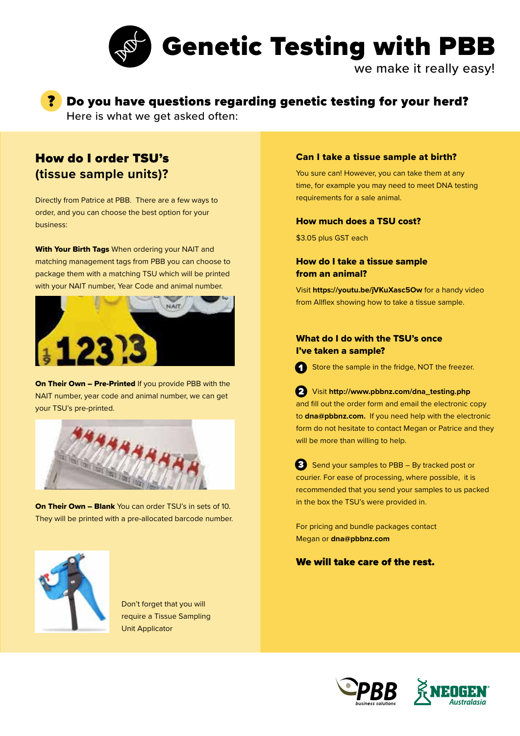# Genetic Testing with PBB

we make it really easy!

## Do you have questions regarding genetic testing for your herd?

Here is what we get asked often:

## How do I order TSU's (tissue sample units)?

Directly from Patrice at PBB. There are a few ways to order, and you can choose the best option for your business:

**With Your Birth Tags** When ordering your NAIT and matching management tags from PBB you can choose to package them with a matching TSU which will be printed with your NAIT number, Year Code and animal number.

**On Their Own – Pre-Printed** If you provide PBB with the NAIT number, year code and animal number, we can get your TSU's pre-printed.

**On Their Own – Blank** You can order TSU's in sets of 10. They will be printed with a pre-allocated barcode number.

Don't forget that you will require a Tissue Sampling Unit Applicator

### Can I take a tissue sample at birth?

You sure can! However, you can take them at any time, for example you may need to meet DNA testing requirements for a sale animal.

### How much does a TSU cost?

$3.05 plus GST each

### How do I take a tissue sample from an animal?

Visit **https://youtu.be/jVKuXasc5Ow** for a handy video from Allflex showing how to take a tissue sample.

### What do I do with the TSU's once I've taken a sample?

1. Store the sample in the fridge, NOT the freezer.
2. Visit **http://www.pbbnz.com/dna_testing.php** and fill out the order form and email the electronic copy to **dna@pbbnz.com.** If you need help with the electronic form do not hesitate to contact Megan or Patrice and they will be more than willing to help.
3. Send your samples to PBB – By tracked post or courier. For ease of processing, where possible, it is recommended that you send your samples to us packed in the box the TSU's were provided in.

For pricing and bundle packages contact Megan or **dna@pbbnz.com**

**We will take care of the rest.**

PBB business solutions

NEOGEN Australasia